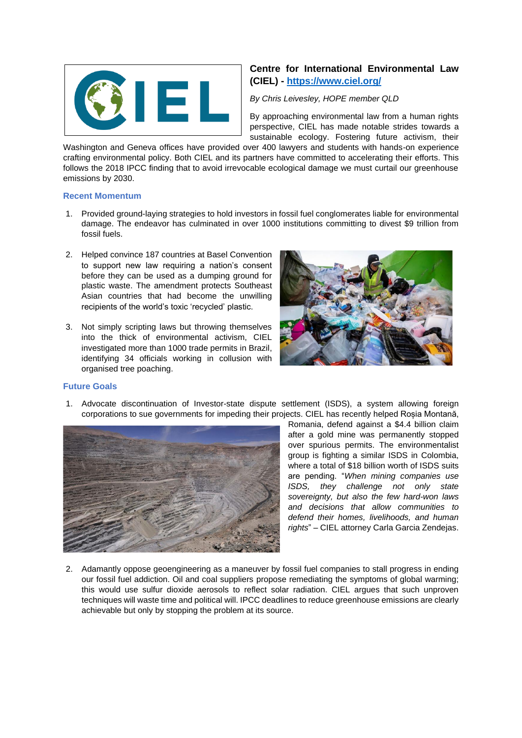## Centre for International Environmental Law (CIEL) - [https://www.ciel.org/](https://www.ciel.org/)

*By Chris Leivesley, HOPE member QLD*

By approaching environmental law from a human rights perspective, CIEL has made notable strides towards a sustainable ecology. Fostering future activism, their Washington and Geneva offices have provided over 400 lawyers and students with hands-on experience crafting environmental policy. Both CIEL and its partners have committed to accelerating their efforts. This follows the 2018 IPCC finding that to avoid irrevocable ecological damage we must curtail our greenhouse emissions by 2030.

### Recent Momentum

1. Provided ground-laying strategies to hold investors in fossil fuel conglomerates liable for environmental damage. The endeavor has culminated in over 1000 institutions committing to divest $9 trillion from fossil fuels.

2. Helped convince 187 countries at Basel Convention to support new law requiring a nation's consent before they can be used as a dumping ground for plastic waste. The amendment protects Southeast Asian countries that had become the unwilling recipients of the world's toxic 'recycled' plastic.

3. Not simply scripting laws but throwing themselves into the thick of environmental activism, CIEL investigated more than 1000 trade permits in Brazil, identifying 34 officials working in collusion with organised tree poaching.

### Future Goals

1. Advocate discontinuation of Investor-state dispute settlement (ISDS), a system allowing foreign corporations to sue governments for impeding their projects. CIEL has recently helped Roșia Montană, Romania, defend against a $4.4 billion claim after a gold mine was permanently stopped over spurious permits. The environmentalist group is fighting a similar ISDS in Colombia, where a total of $18 billion worth of ISDS suits are pending. "*When mining companies use ISDS, they challenge not only state sovereignty, but also the few hard-won laws and decisions that allow communities to defend their homes, livelihoods, and human rights*" – CIEL attorney Carla Garcia Zendejas.

2. Adamantly oppose geoengineering as a maneuver by fossil fuel companies to stall progress in ending our fossil fuel addiction. Oil and coal suppliers propose remediating the symptoms of global warming; this would use sulfur dioxide aerosols to reflect solar radiation. CIEL argues that such unproven techniques will waste time and political will. IPCC deadlines to reduce greenhouse emissions are clearly achievable but only by stopping the problem at its source.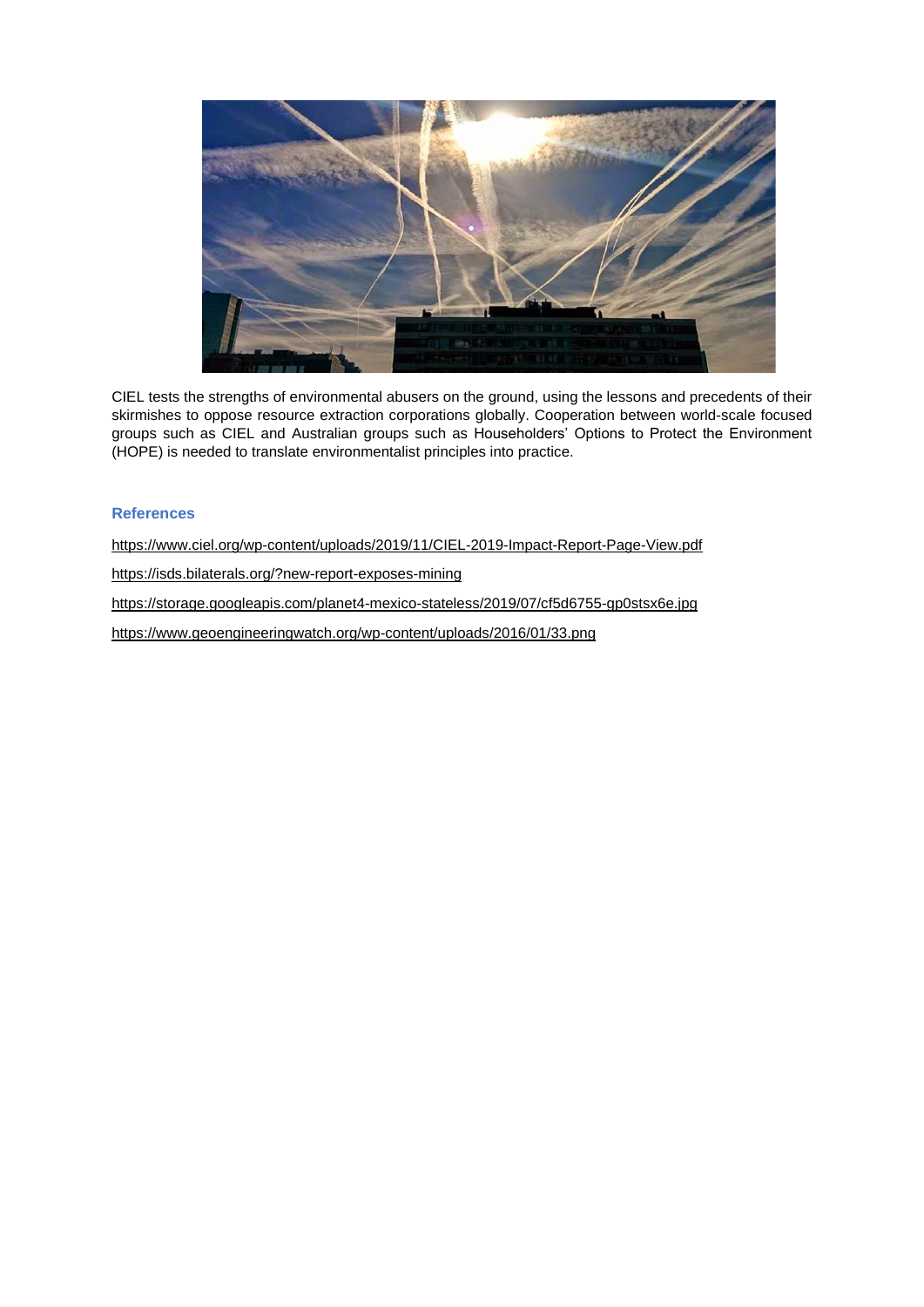CIEL tests the strengths of environmental abusers on the ground, using the lessons and precedents of their skirmishes to oppose resource extraction corporations globally. Cooperation between world-scale focused groups such as CIEL and Australian groups such as Householders' Options to Protect the Environment (HOPE) is needed to translate environmentalist principles into practice.

## References

https://www.ciel.org/wp-content/uploads/2019/11/CIEL-2019-Impact-Report-Page-View.pdf

https://isds.bilaterals.org/?new-report-exposes-mining

https://storage.googleapis.com/planet4-mexico-stateless/2019/07/cf5d6755-gp0stsx6e.jpg

https://www.geoengineeringwatch.org/wp-content/uploads/2016/01/33.png